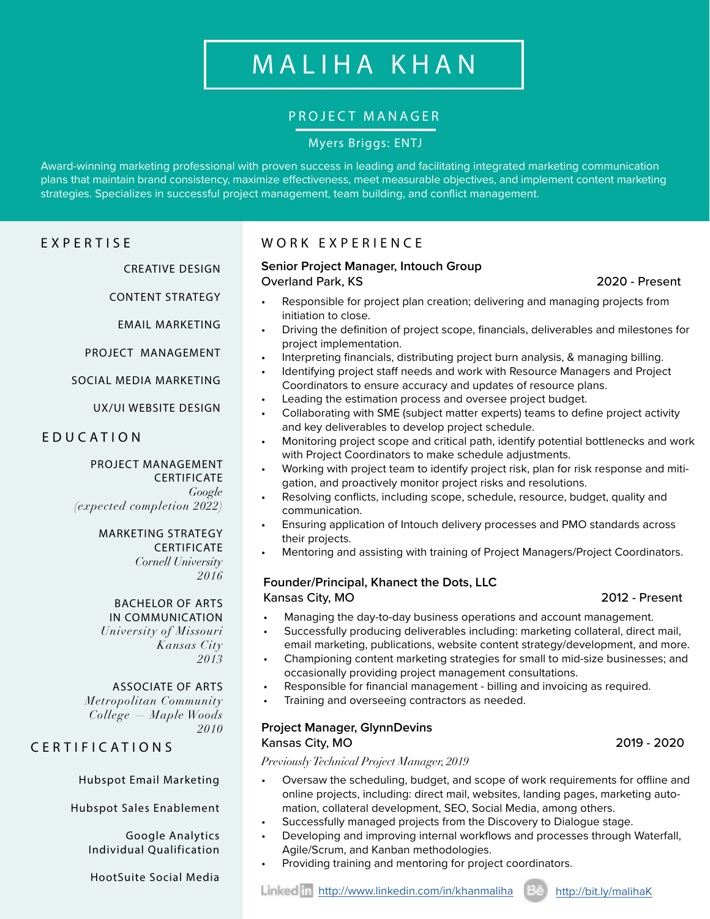# MALIHA KHAN

## PROJECT MANAGER

Myers Briggs: ENTJ

Award-winning marketing professional with proven success in leading and facilitating integrated marketing communication plans that maintain brand consistency, maximize effectiveness, meet measurable objectives, and implement content marketing strategies. Specializes in successful project management, team building, and conflict management.

## EXPERTISE

CREATIVE DESIGN

CONTENT STRATEGY

EMAIL MARKETING

PROJECT MANAGEMENT

SOCIAL MEDIA MARKETING

UX/UI WEBSITE DESIGN

## EDUCATION

PROJECT MANAGEMENT CERTIFICATE
*Google*
*(expected completion 2022)*

MARKETING STRATEGY CERTIFICATE
*Cornell University*
*2016*

BACHELOR OF ARTS IN COMMUNICATION
*University of Missouri Kansas City*
*2013*

ASSOCIATE OF ARTS
*Metropolitan Community College — Maple Woods*
*2010*

## CERTIFICATIONS

Hubspot Email Marketing

Hubspot Sales Enablement

Google Analytics Individual Qualification

HootSuite Social Media

## WORK EXPERIENCE

**Senior Project Manager, Intouch Group**
Overland Park, KS — 2020 - Present

- Responsible for project plan creation; delivering and managing projects from initiation to close.
- Driving the definition of project scope, financials, deliverables and milestones for project implementation.
- Interpreting financials, distributing project burn analysis, & managing billing.
- Identifying project staff needs and work with Resource Managers and Project Coordinators to ensure accuracy and updates of resource plans.
- Leading the estimation process and oversee project budget.
- Collaborating with SME (subject matter experts) teams to define project activity and key deliverables to develop project schedule.
- Monitoring project scope and critical path, identify potential bottlenecks and work with Project Coordinators to make schedule adjustments.
- Working with project team to identify project risk, plan for risk response and mitigation, and proactively monitor project risks and resolutions.
- Resolving conflicts, including scope, schedule, resource, budget, quality and communication.
- Ensuring application of Intouch delivery processes and PMO standards across their projects.
- Mentoring and assisting with training of Project Managers/Project Coordinators.

**Founder/Principal, Khanect the Dots, LLC**
Kansas City, MO — 2012 - Present

- Managing the day-to-day business operations and account management.
- Successfully producing deliverables including: marketing collateral, direct mail, email marketing, publications, website content strategy/development, and more.
- Championing content marketing strategies for small to mid-size businesses; and occasionally providing project management consultations.
- Responsible for financial management - billing and invoicing as required.
- Training and overseeing contractors as needed.

**Project Manager, GlynnDevins**
Kansas City, MO — 2019 - 2020

*Previously Technical Project Manager, 2019*

- Oversaw the scheduling, budget, and scope of work requirements for offline and online projects, including: direct mail, websites, landing pages, marketing automation, collateral development, SEO, Social Media, among others.
- Successfully managed projects from the Discovery to Dialogue stage.
- Developing and improving internal workflows and processes through Waterfall, Agile/Scrum, and Kanban methodologies.
- Providing training and mentoring for project coordinators.

LinkedIn: http://www.linkedin.com/in/khanmaliha — Behance: http://bit.ly/malihaK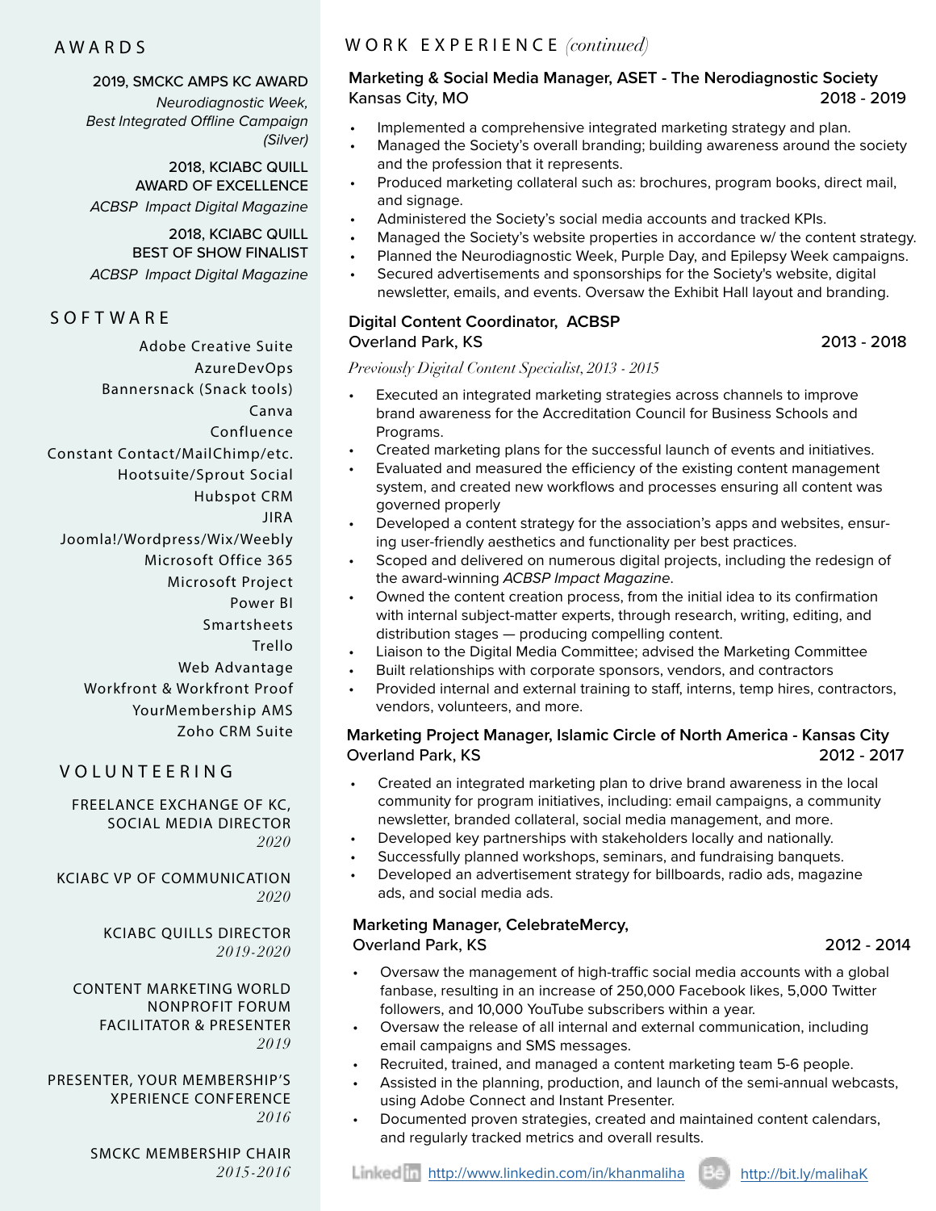## AWARDS

**2019, SMCKC AMPS KC AWARD**
*Neurodiagnostic Week, Best Integrated Offline Campaign (Silver)*

**2018, KCIABC QUILL AWARD OF EXCELLENCE**
*ACBSP Impact Digital Magazine*

**2018, KCIABC QUILL BEST OF SHOW FINALIST**
*ACBSP Impact Digital Magazine*

## SOFTWARE

- Adobe Creative Suite
- AzureDevOps
- Bannersnack (Snack tools)
- Canva
- Confluence
- Constant Contact/MailChimp/etc.
- Hootsuite/Sprout Social
- Hubspot CRM
- JIRA
- Joomla!/Wordpress/Wix/Weebly
- Microsoft Office 365
- Microsoft Project
- Power BI
- Smartsheets
- Trello
- Web Advantage
- Workfront & Workfront Proof
- YourMembership AMS
- Zoho CRM Suite

## VOLUNTEERING

FREELANCE EXCHANGE OF KC, SOCIAL MEDIA DIRECTOR
*2020*

KCIABC VP OF COMMUNICATION
*2020*

KCIABC QUILLS DIRECTOR
*2019-2020*

CONTENT MARKETING WORLD NONPROFIT FORUM FACILITATOR & PRESENTER
*2019*

PRESENTER, YOUR MEMBERSHIP'S XPERIENCE CONFERENCE
*2016*

SMCKC MEMBERSHIP CHAIR
*2015-2016*

## WORK EXPERIENCE *(continued)*

### Marketing & Social Media Manager, ASET - The Nerodiagnostic Society
Kansas City, MO — 2018 - 2019

- Implemented a comprehensive integrated marketing strategy and plan.
- Managed the Society's overall branding; building awareness around the society and the profession that it represents.
- Produced marketing collateral such as: brochures, program books, direct mail, and signage.
- Administered the Society's social media accounts and tracked KPIs.
- Managed the Society's website properties in accordance w/ the content strategy.
- Planned the Neurodiagnostic Week, Purple Day, and Epilepsy Week campaigns.
- Secured advertisements and sponsorships for the Society's website, digital newsletter, emails, and events. Oversaw the Exhibit Hall layout and branding.

### Digital Content Coordinator, ACBSP
Overland Park, KS — 2013 - 2018

*Previously Digital Content Specialist, 2013 - 2015*

- Executed an integrated marketing strategies across channels to improve brand awareness for the Accreditation Council for Business Schools and Programs.
- Created marketing plans for the successful launch of events and initiatives.
- Evaluated and measured the efficiency of the existing content management system, and created new workflows and processes ensuring all content was governed properly
- Developed a content strategy for the association's apps and websites, ensuring user-friendly aesthetics and functionality per best practices.
- Scoped and delivered on numerous digital projects, including the redesign of the award-winning *ACBSP Impact Magazine*.
- Owned the content creation process, from the initial idea to its confirmation with internal subject-matter experts, through research, writing, editing, and distribution stages — producing compelling content.
- Liaison to the Digital Media Committee; advised the Marketing Committee
- Built relationships with corporate sponsors, vendors, and contractors
- Provided internal and external training to staff, interns, temp hires, contractors, vendors, volunteers, and more.

### Marketing Project Manager, Islamic Circle of North America - Kansas City
Overland Park, KS — 2012 - 2017

- Created an integrated marketing plan to drive brand awareness in the local community for program initiatives, including: email campaigns, a community newsletter, branded collateral, social media management, and more.
- Developed key partnerships with stakeholders locally and nationally.
- Successfully planned workshops, seminars, and fundraising banquets.
- Developed an advertisement strategy for billboards, radio ads, magazine ads, and social media ads.

### Marketing Manager, CelebrateMercy,
Overland Park, KS — 2012 - 2014

- Oversaw the management of high-traffic social media accounts with a global fanbase, resulting in an increase of 250,000 Facebook likes, 5,000 Twitter followers, and 10,000 YouTube subscribers within a year.
- Oversaw the release of all internal and external communication, including email campaigns and SMS messages.
- Recruited, trained, and managed a content marketing team 5-6 people.
- Assisted in the planning, production, and launch of the semi-annual webcasts, using Adobe Connect and Instant Presenter.
- Documented proven strategies, created and maintained content calendars, and regularly tracked metrics and overall results.

LinkedIn http://www.linkedin.com/in/khanmaliha   Behance http://bit.ly/malihaK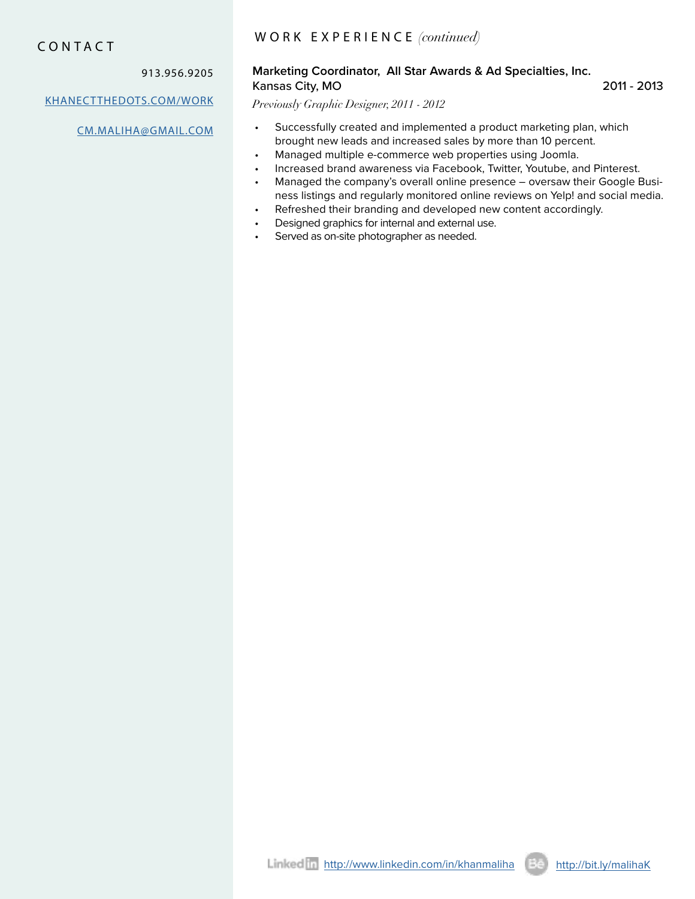## CONTACT

913.956.9205

KHANECTTHEDOTS.COM/WORK

CM.MALIHA@GMAIL.COM

## WORK EXPERIENCE *(continued)*

**Marketing Coordinator, All Star Awards & Ad Specialties, Inc.**
Kansas City, MO 2011 - 2013

*Previously Graphic Designer, 2011 - 2012*

- Successfully created and implemented a product marketing plan, which brought new leads and increased sales by more than 10 percent.
- Managed multiple e-commerce web properties using Joomla.
- Increased brand awareness via Facebook, Twitter, Youtube, and Pinterest.
- Managed the company's overall online presence – oversaw their Google Business listings and regularly monitored online reviews on Yelp! and social media.
- Refreshed their branding and developed new content accordingly.
- Designed graphics for internal and external use.
- Served as on-site photographer as needed.

LinkedIn http://www.linkedin.com/in/khanmaliha Be http://bit.ly/malihaK